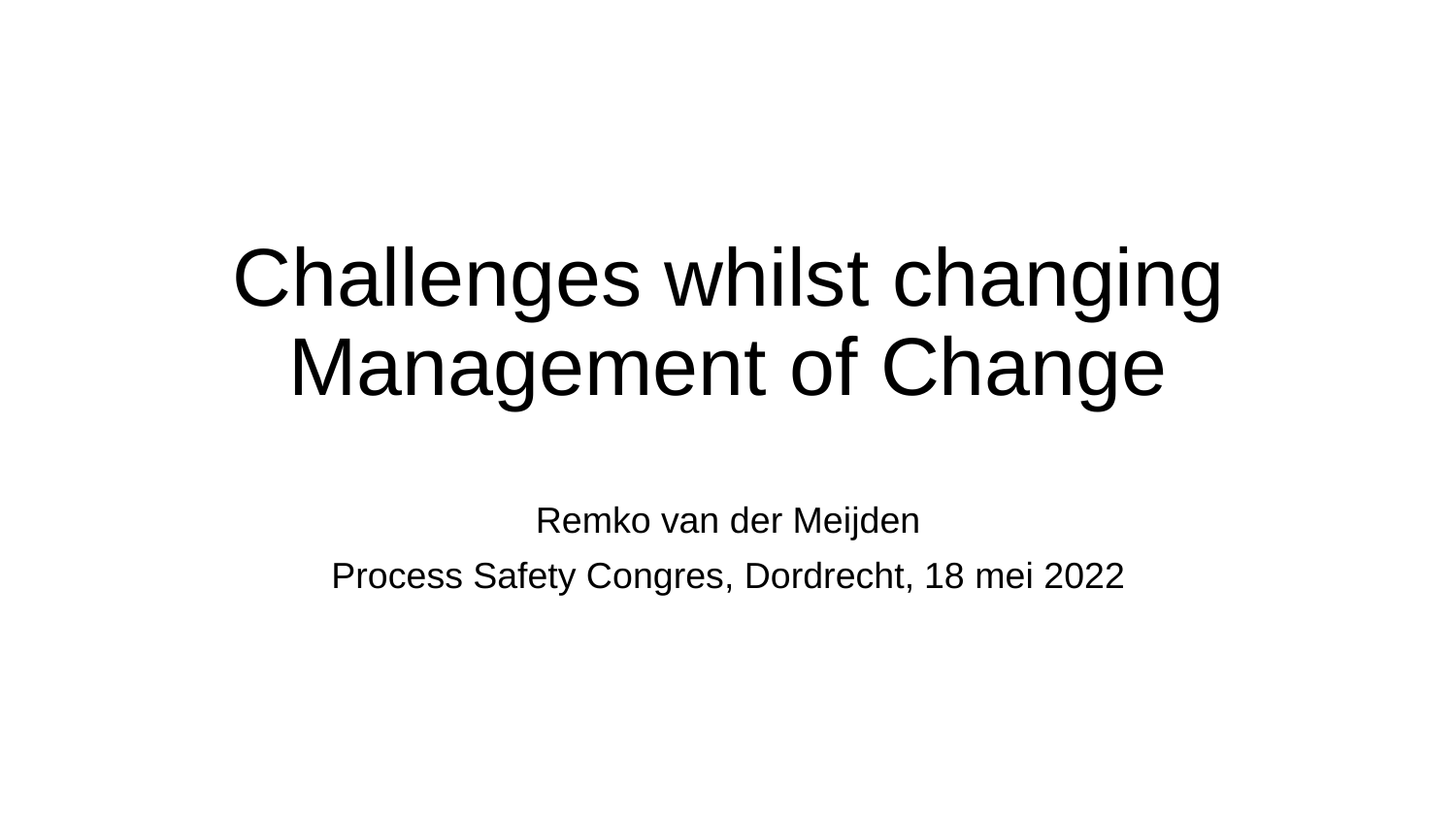# Challenges whilst changing Management of Change

Remko van der Meijden

Process Safety Congres, Dordrecht, 18 mei 2022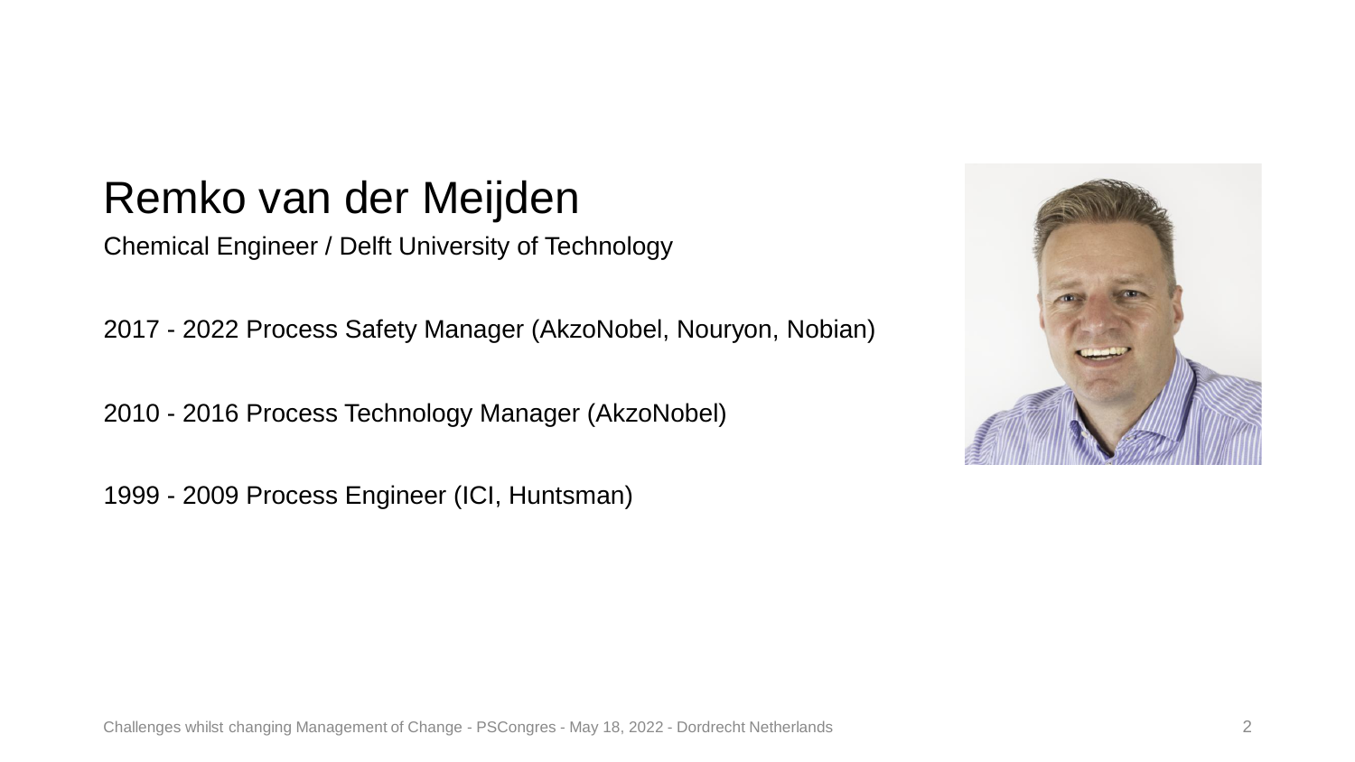# Remko van der Meijden

Chemical Engineer / Delft University of Technology

2017 - 2022 Process Safety Manager (AkzoNobel, Nouryon, Nobian)

2010 - 2016 Process Technology Manager (AkzoNobel)

1999 - 2009 Process Engineer (ICI, Huntsman)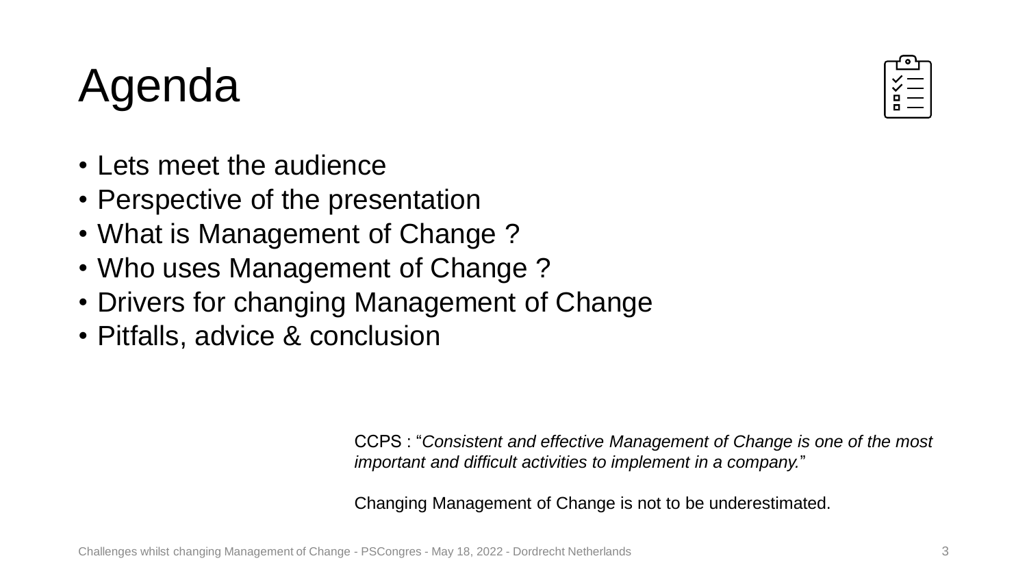# Agenda

- Lets meet the audience
- Perspective of the presentation
- What is Management of Change ?
- Who uses Management of Change ?
- Drivers for changing Management of Change
- Pitfalls, advice & conclusion

CCPS : "*Consistent and effective Management of Change is one of the most important and difficult activities to implement in a company.*"

Changing Management of Change is not to be underestimated.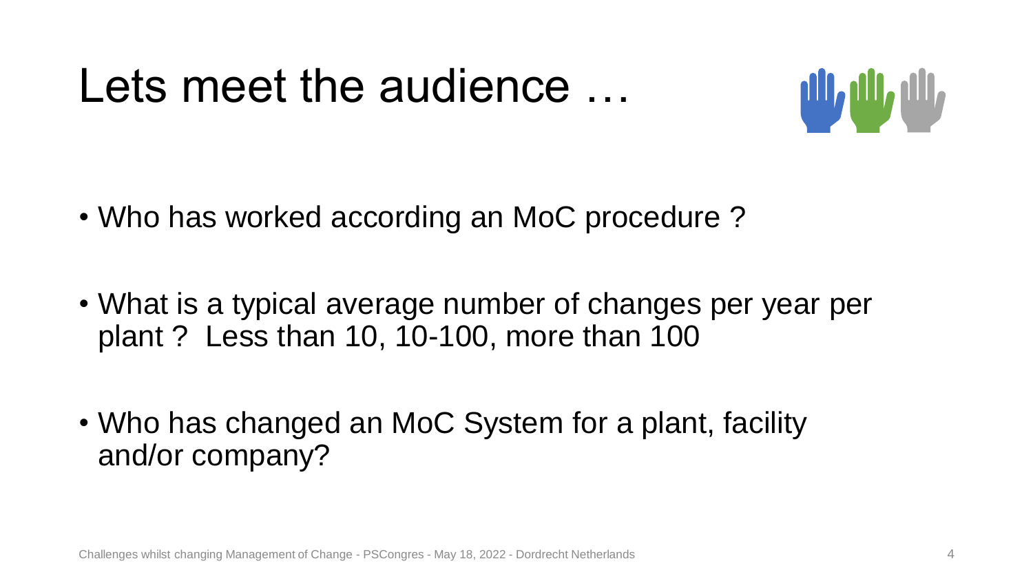# Lets meet the audience …

- Who has worked according an MoC procedure ?

- What is a typical average number of changes per year per plant ? Less than 10, 10-100, more than 100

- Who has changed an MoC System for a plant, facility and/or company?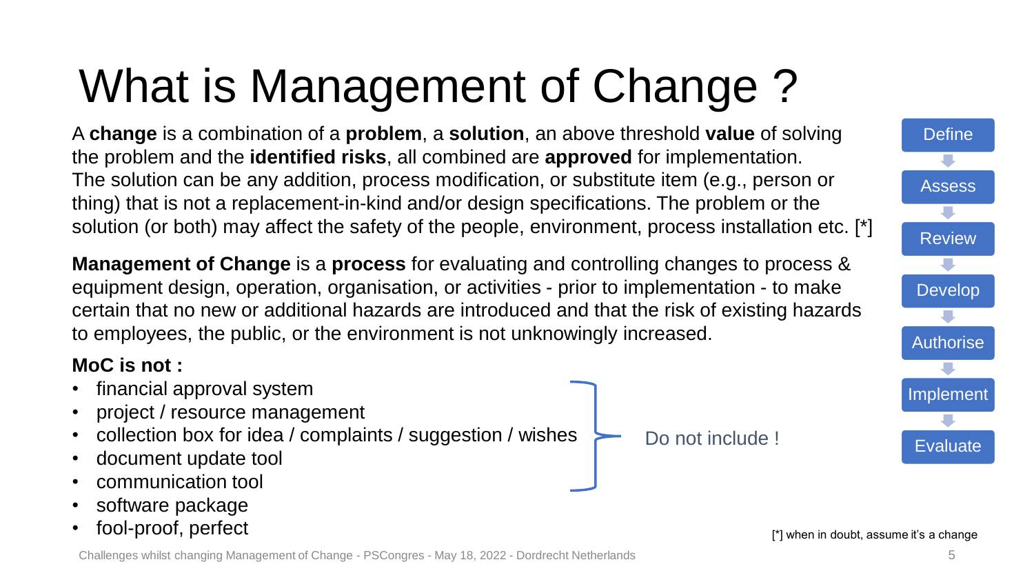# What is Management of Change ?

A **change** is a combination of a **problem**, a **solution**, an above threshold **value** of solving the problem and the **identified risks**, all combined are **approved** for implementation. The solution can be any addition, process modification, or substitute item (e.g., person or thing) that is not a replacement-in-kind and/or design specifications. The problem or the solution (or both) may affect the safety of the people, environment, process installation etc. [*]

**Management of Change** is a **process** for evaluating and controlling changes to process & equipment design, operation, organisation, or activities - prior to implementation - to make certain that no new or additional hazards are introduced and that the risk of existing hazards to employees, the public, or the environment is not unknowingly increased.

**MoC is not :**

- financial approval system
- project / resource management
- collection box for idea / complaints / suggestion / wishes
- document update tool
- communication tool
- software package
- fool-proof, perfect

Do not include !

Define → Assess → Review → Develop → Authorise → Implement → Evaluate

[*] when in doubt, assume it's a change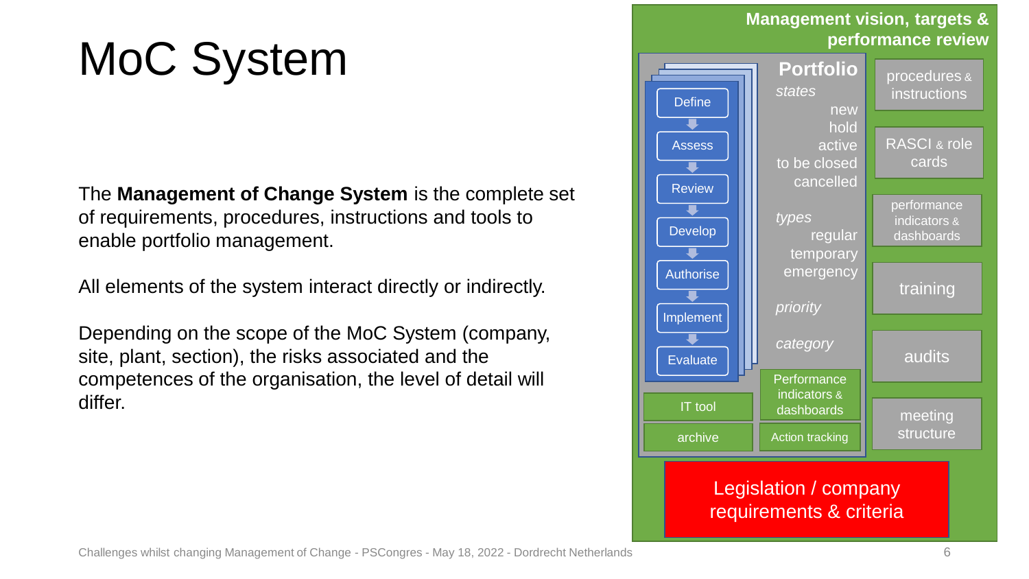# MoC System

The **Management of Change System** is the complete set of requirements, procedures, instructions and tools to enable portfolio management.

All elements of the system interact directly or indirectly.

Depending on the scope of the MoC System (company, site, plant, section), the risks associated and the competences of the organisation, the level of detail will differ.

Management vision, targets & performance review

Define
Assess
Review
Develop
Authorise
Implement
Evaluate

**Portfolio**

*states*
new
hold
active
to be closed
cancelled

*types*
regular
temporary
emergency

*priority*

*category*

Performance indicators & dashboards

IT tool

archive

Action tracking

procedures & instructions

RASCI & role cards

performance indicators & dashboards

training

audits

meeting structure

Legislation / company requirements & criteria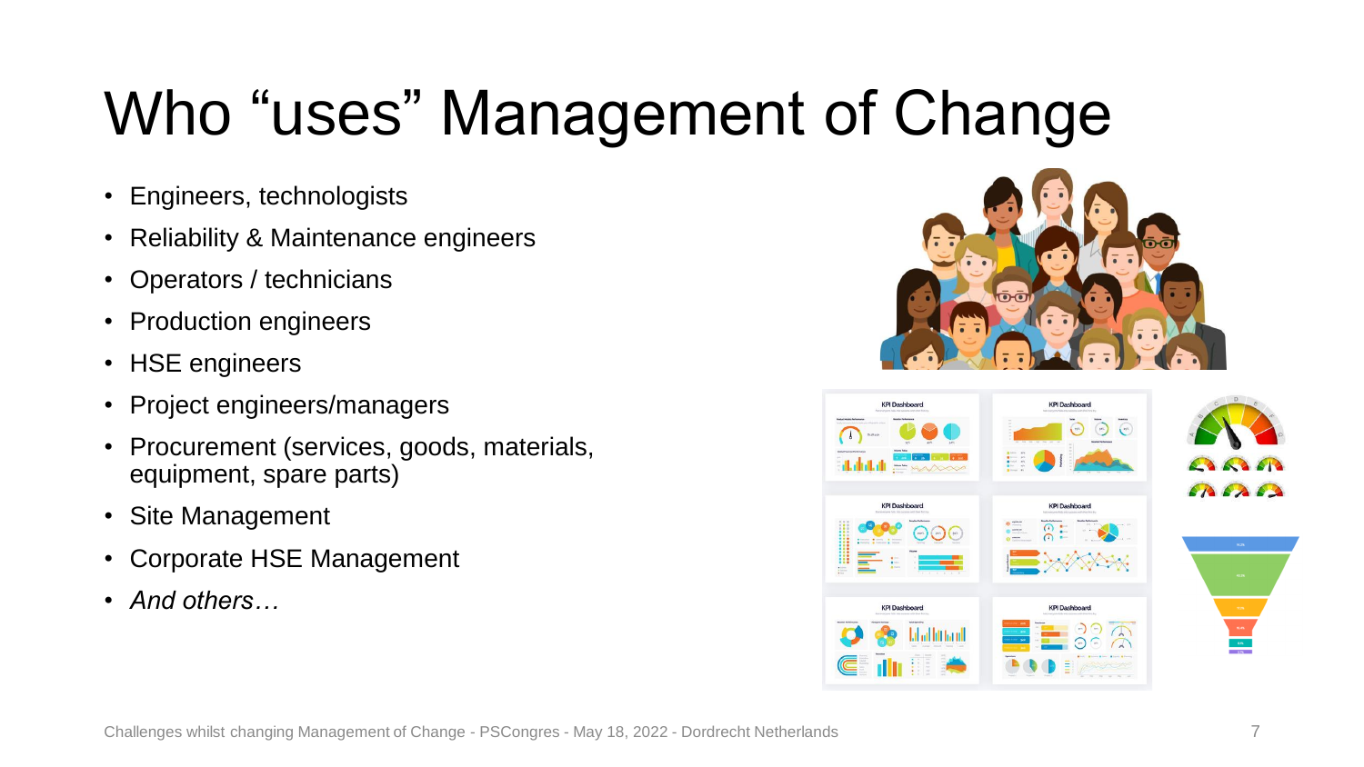# Who “uses” Management of Change

- Engineers, technologists
- Reliability & Maintenance engineers
- Operators / technicians
- Production engineers
- HSE engineers
- Project engineers/managers
- Procurement (services, goods, materials, equipment, spare parts)
- Site Management
- Corporate HSE Management
- *And others…*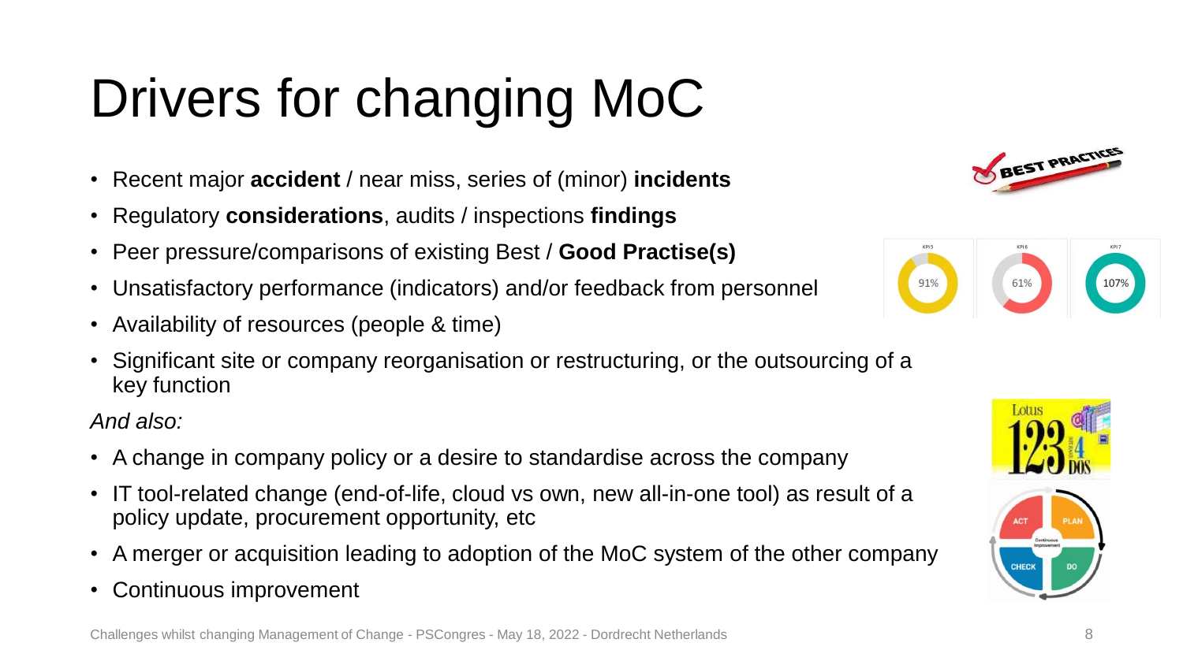# Drivers for changing MoC

- Recent major **accident** / near miss, series of (minor) **incidents**
- Regulatory **considerations**, audits / inspections **findings**
- Peer pressure/comparisons of existing Best / **Good Practise(s)**
- Unsatisfactory performance (indicators) and/or feedback from personnel
- Availability of resources (people & time)
- Significant site or company reorganisation or restructuring, or the outsourcing of a key function

*And also:*

- A change in company policy or a desire to standardise across the company
- IT tool-related change (end-of-life, cloud vs own, new all-in-one tool) as result of a policy update, procurement opportunity, etc
- A merger or acquisition leading to adoption of the MoC system of the other company
- Continuous improvement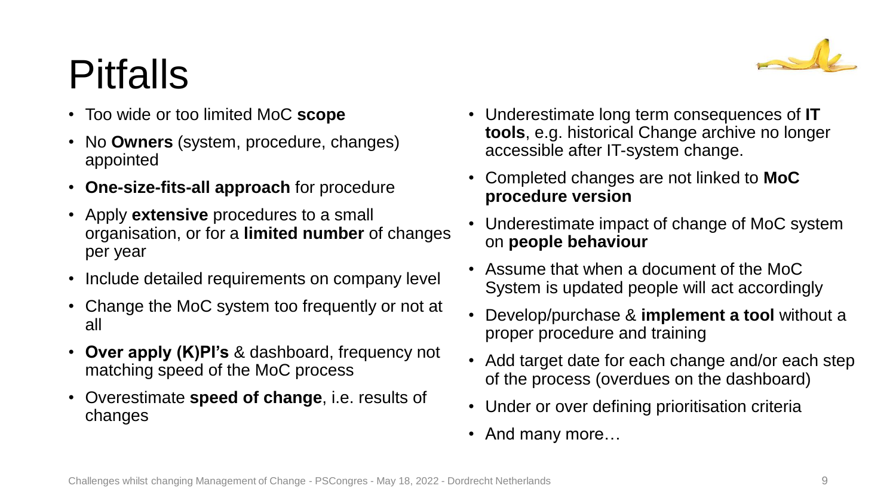# Pitfalls

- Too wide or too limited MoC **scope**
- No **Owners** (system, procedure, changes) appointed
- **One-size-fits-all approach** for procedure
- Apply **extensive** procedures to a small organisation, or for a **limited number** of changes per year
- Include detailed requirements on company level
- Change the MoC system too frequently or not at all
- **Over apply (K)PI's** & dashboard, frequency not matching speed of the MoC process
- Overestimate **speed of change**, i.e. results of changes
- Underestimate long term consequences of **IT tools**, e.g. historical Change archive no longer accessible after IT-system change.
- Completed changes are not linked to **MoC procedure version**
- Underestimate impact of change of MoC system on **people behaviour**
- Assume that when a document of the MoC System is updated people will act accordingly
- Develop/purchase & **implement a tool** without a proper procedure and training
- Add target date for each change and/or each step of the process (overdues on the dashboard)
- Under or over defining prioritisation criteria
- And many more…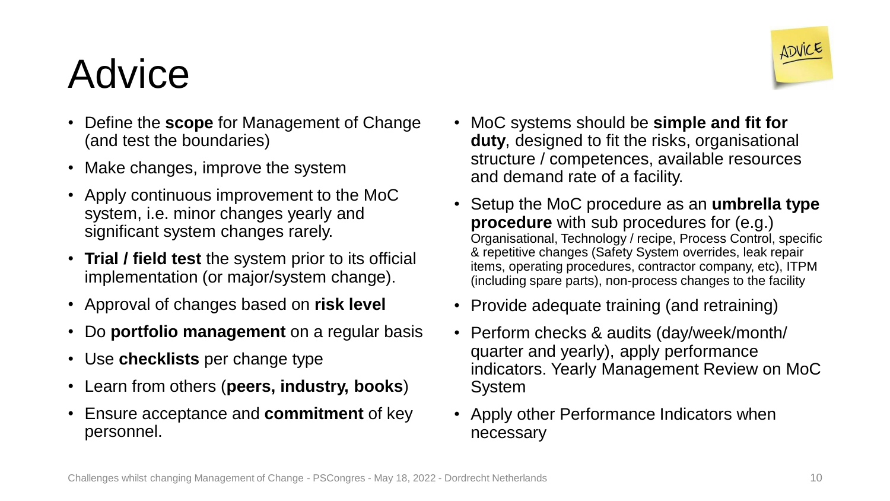# Advice

- Define the **scope** for Management of Change (and test the boundaries)
- Make changes, improve the system
- Apply continuous improvement to the MoC system, i.e. minor changes yearly and significant system changes rarely.
- **Trial / field test** the system prior to its official implementation (or major/system change).
- Approval of changes based on **risk level**
- Do **portfolio management** on a regular basis
- Use **checklists** per change type
- Learn from others (**peers, industry, books**)
- Ensure acceptance and **commitment** of key personnel.
- MoC systems should be **simple and fit for duty**, designed to fit the risks, organisational structure / competences, available resources and demand rate of a facility.
- Setup the MoC procedure as an **umbrella type procedure** with sub procedures for (e.g.) Organisational, Technology / recipe, Process Control, specific & repetitive changes (Safety System overrides, leak repair items, operating procedures, contractor company, etc), ITPM (including spare parts), non-process changes to the facility
- Provide adequate training (and retraining)
- Perform checks & audits (day/week/month/ quarter and yearly), apply performance indicators. Yearly Management Review on MoC System
- Apply other Performance Indicators when necessary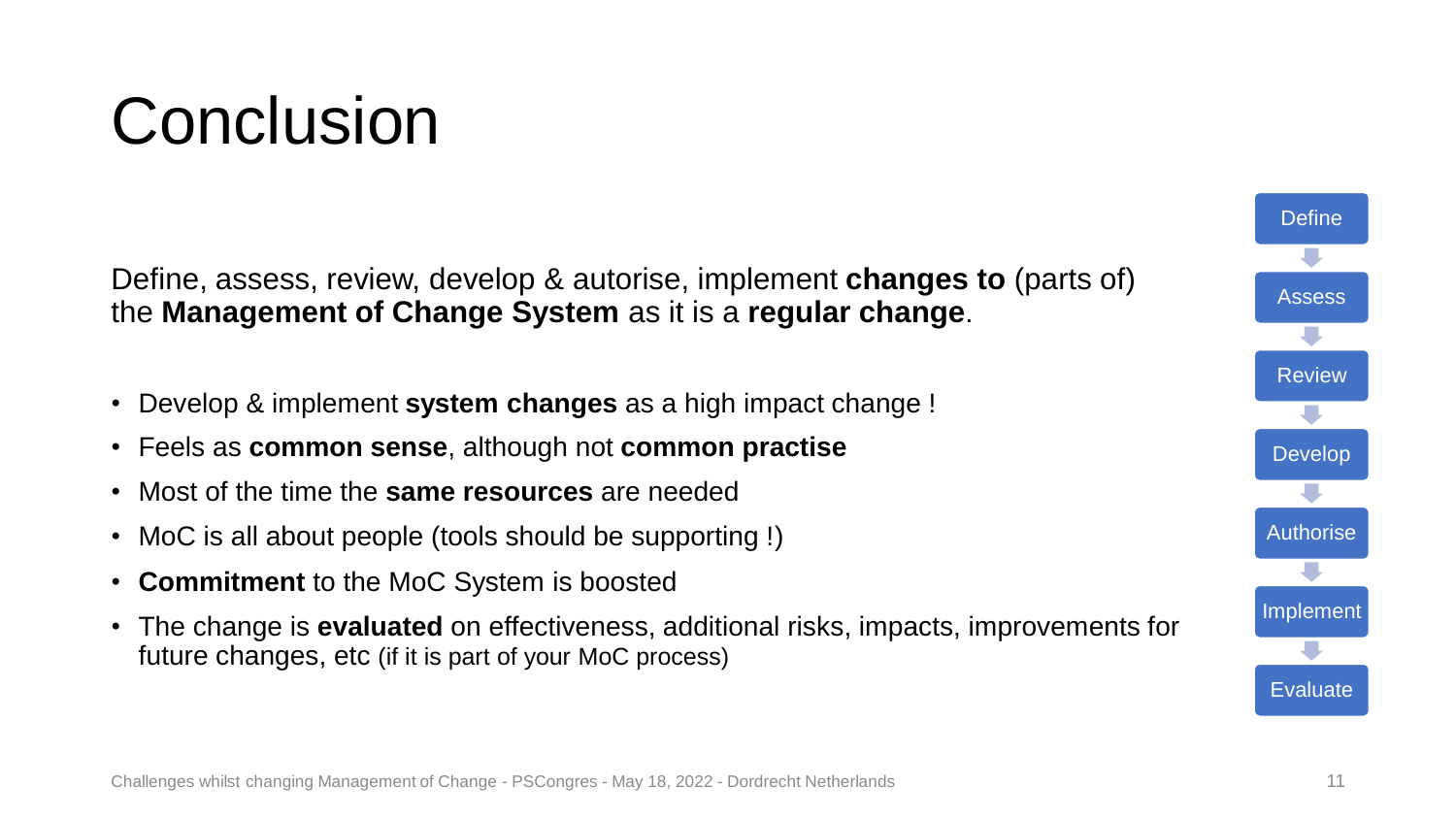# Conclusion

Define, assess, review, develop & autorise, implement **changes to** (parts of) the **Management of Change System** as it is a **regular change**.

- Develop & implement **system changes** as a high impact change !
- Feels as **common sense**, although not **common practise**
- Most of the time the **same resources** are needed
- MoC is all about people (tools should be supporting !)
- **Commitment** to the MoC System is boosted
- The change is **evaluated** on effectiveness, additional risks, impacts, improvements for future changes, etc (if it is part of your MoC process)

Define

Assess

Review

Develop

Authorise

Implement

Evaluate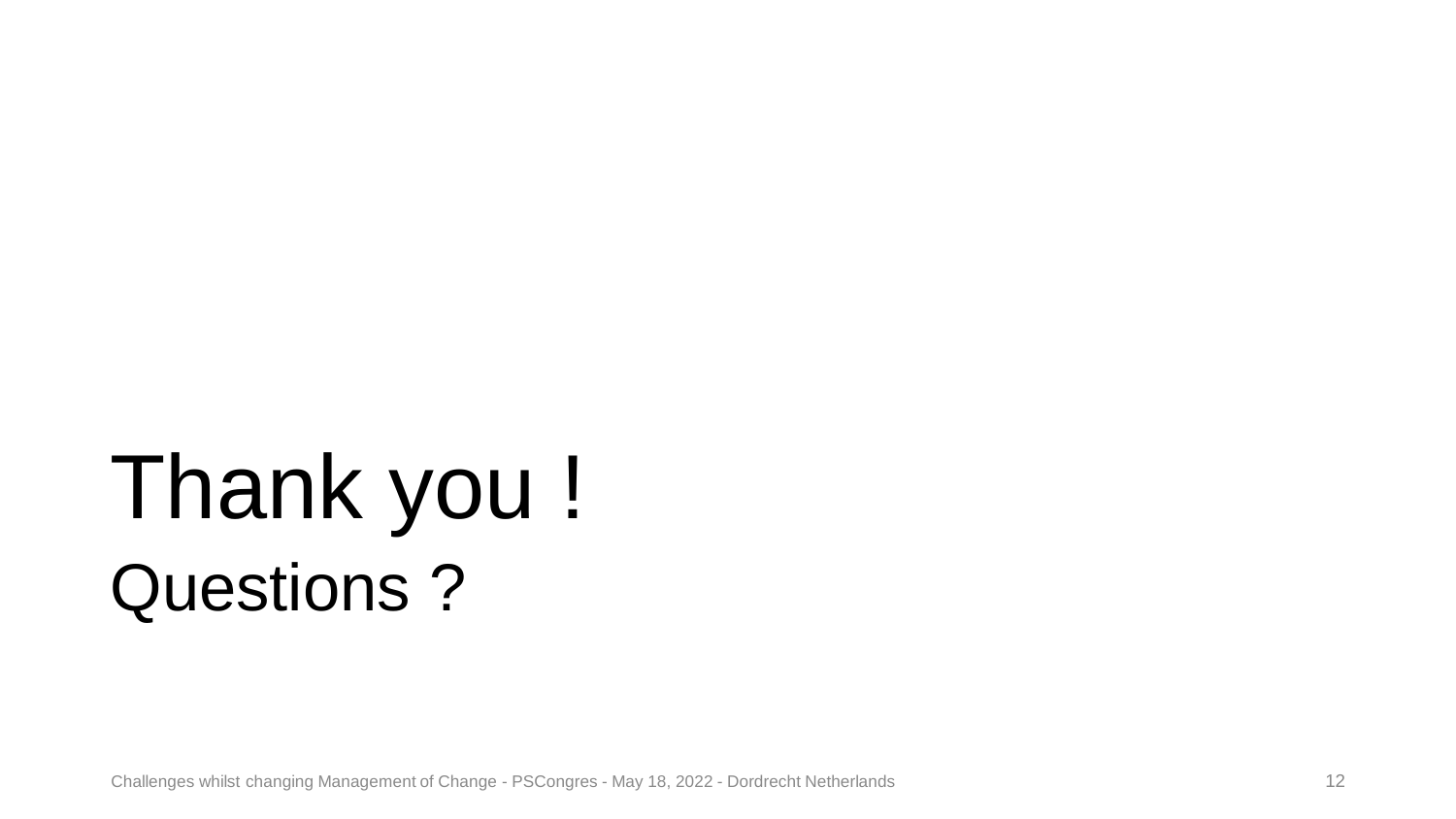# Thank you !

## Questions ?